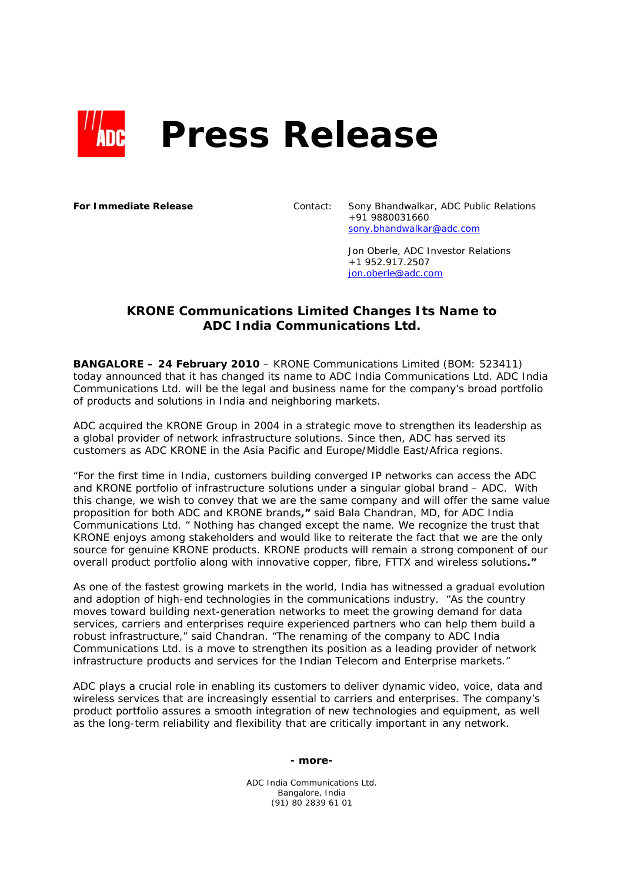# Press Release

**For Immediate Release**

Contact: Sony Bhandwalkar, ADC Public Relations
+91 9880031660
sony.bhandwalkar@adc.com

Jon Oberle, ADC Investor Relations
+1 952.917.2507
jon.oberle@adc.com

## KRONE Communications Limited Changes Its Name to ADC India Communications Ltd.

**BANGALORE – 24 February 2010** – KRONE Communications Limited (BOM: 523411) today announced that it has changed its name to ADC India Communications Ltd. ADC India Communications Ltd. will be the legal and business name for the company's broad portfolio of products and solutions in India and neighboring markets.

ADC acquired the KRONE Group in 2004 in a strategic move to strengthen its leadership as a global provider of network infrastructure solutions. Since then, ADC has served its customers as ADC KRONE in the Asia Pacific and Europe/Middle East/Africa regions.

"For the first time in India, customers building converged IP networks can access the ADC and KRONE portfolio of infrastructure solutions under a singular global brand – ADC. With this change, we wish to convey that we are the same company and will offer the same value proposition for both ADC and KRONE brands**,"** said Bala Chandran, MD, for ADC India Communications Ltd. " Nothing has changed except the name. We recognize the trust that KRONE enjoys among stakeholders and would like to reiterate the fact that we are the only source for genuine KRONE products. KRONE products will remain a strong component of our overall product portfolio along with innovative copper, fibre, FTTX and wireless solutions**."**

As one of the fastest growing markets in the world, India has witnessed a gradual evolution and adoption of high-end technologies in the communications industry. "As the country moves toward building next-generation networks to meet the growing demand for data services, carriers and enterprises require experienced partners who can help them build a robust infrastructure," said Chandran. "The renaming of the company to ADC India Communications Ltd. is a move to strengthen its position as a leading provider of network infrastructure products and services for the Indian Telecom and Enterprise markets."

ADC plays a crucial role in enabling its customers to deliver dynamic video, voice, data and wireless services that are increasingly essential to carriers and enterprises. The company's product portfolio assures a smooth integration of new technologies and equipment, as well as the long-term reliability and flexibility that are critically important in any network.

**- more-**

ADC India Communications Ltd.
Bangalore, India
(91) 80 2839 61 01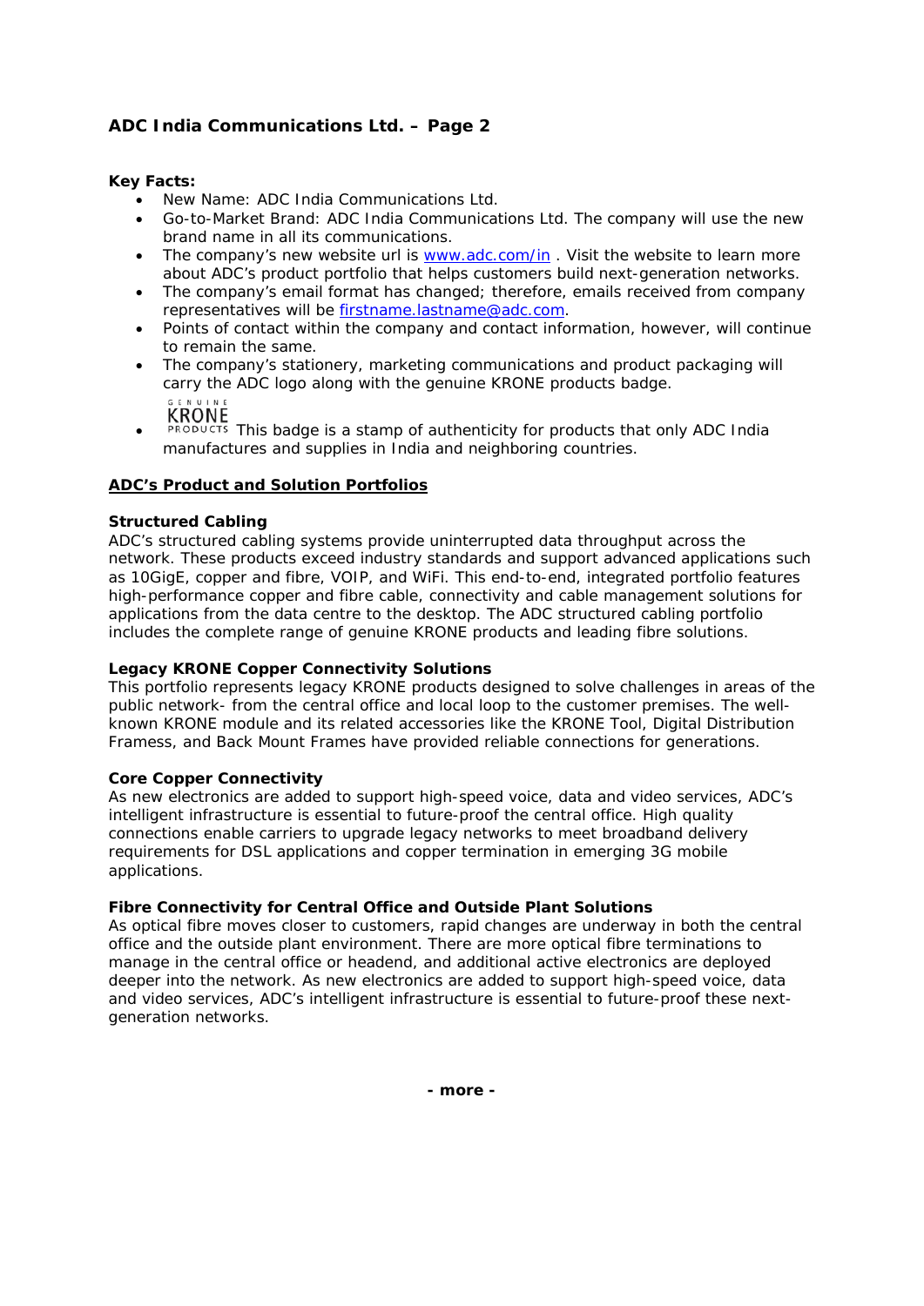**ADC India Communications Ltd. – Page 2**

**Key Facts:**

- New Name: ADC India Communications Ltd.
- Go-to-Market Brand: ADC India Communications Ltd. The company will use the new brand name in all its communications.
- The company's new website url is [www.adc.com/in](http://www.adc.com/in) . Visit the website to learn more about ADC's product portfolio that helps customers build next-generation networks.
- The company's email format has changed; therefore, emails received from company representatives will be [firstname.lastname@adc.com](mailto:firstname.lastname@adc.com).
- Points of contact within the company and contact information, however, will continue to remain the same.
- The company's stationery, marketing communications and product packaging will carry the ADC logo along with the genuine KRONE products badge.
- GENUINE KRONE PRODUCTS This badge is a stamp of authenticity for products that only ADC India manufactures and supplies in India and neighboring countries.

**ADC's Product and Solution Portfolios**

**Structured Cabling**

ADC's structured cabling systems provide uninterrupted data throughput across the network. These products exceed industry standards and support advanced applications such as 10GigE, copper and fibre, VOIP, and WiFi. This end-to-end, integrated portfolio features high-performance copper and fibre cable, connectivity and cable management solutions for applications from the data centre to the desktop. The ADC structured cabling portfolio includes the complete range of genuine KRONE products and leading fibre solutions.

**Legacy KRONE Copper Connectivity Solutions**

This portfolio represents legacy KRONE products designed to solve challenges in areas of the public network- from the central office and local loop to the customer premises. The well-known KRONE module and its related accessories like the KRONE Tool, Digital Distribution Framess, and Back Mount Frames have provided reliable connections for generations.

**Core Copper Connectivity**

As new electronics are added to support high-speed voice, data and video services, ADC's intelligent infrastructure is essential to future-proof the central office. High quality connections enable carriers to upgrade legacy networks to meet broadband delivery requirements for DSL applications and copper termination in emerging 3G mobile applications.

**Fibre Connectivity for Central Office and Outside Plant Solutions**

As optical fibre moves closer to customers, rapid changes are underway in both the central office and the outside plant environment. There are more optical fibre terminations to manage in the central office or headend, and additional active electronics are deployed deeper into the network. As new electronics are added to support high-speed voice, data and video services, ADC's intelligent infrastructure is essential to future-proof these next-generation networks.

**- more -**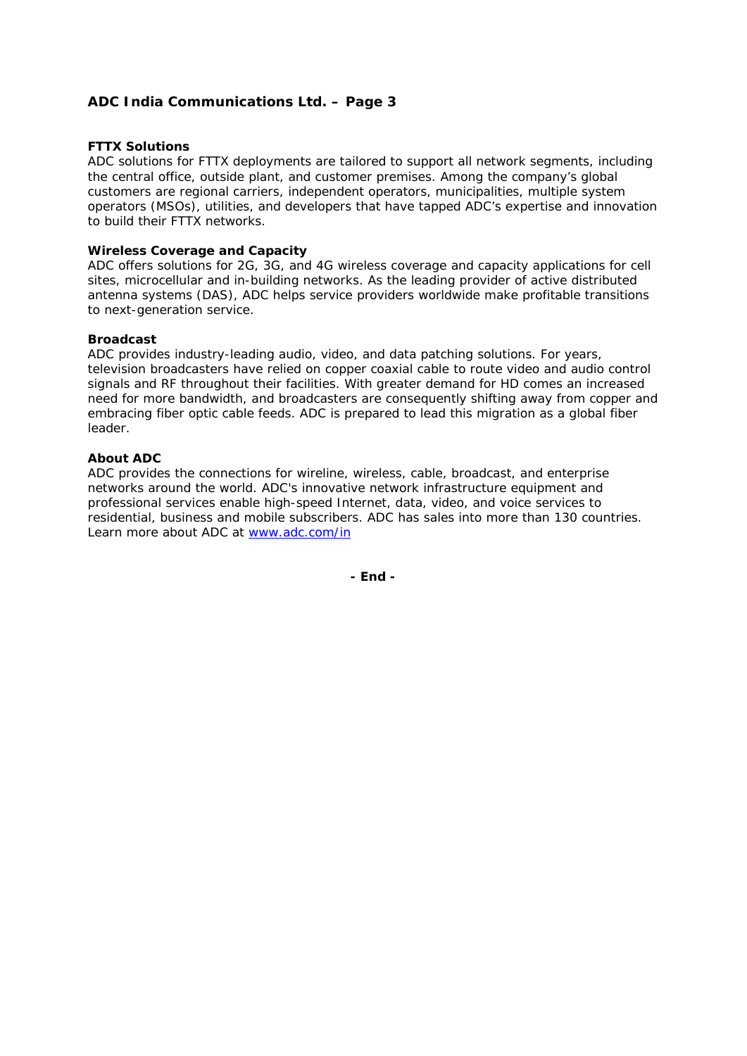**FTTX Solutions**
ADC solutions for FTTX deployments are tailored to support all network segments, including the central office, outside plant, and customer premises. Among the company's global customers are regional carriers, independent operators, municipalities, multiple system operators (MSOs), utilities, and developers that have tapped ADC's expertise and innovation to build their FTTX networks.

**Wireless Coverage and Capacity**
ADC offers solutions for 2G, 3G, and 4G wireless coverage and capacity applications for cell sites, microcellular and in-building networks. As the leading provider of active distributed antenna systems (DAS), ADC helps service providers worldwide make profitable transitions to next-generation service.

**Broadcast**
ADC provides industry-leading audio, video, and data patching solutions. For years, television broadcasters have relied on copper coaxial cable to route video and audio control signals and RF throughout their facilities. With greater demand for HD comes an increased need for more bandwidth, and broadcasters are consequently shifting away from copper and embracing fiber optic cable feeds. ADC is prepared to lead this migration as a global fiber leader.

**About ADC**
ADC provides the connections for wireline, wireless, cable, broadcast, and enterprise networks around the world. ADC's innovative network infrastructure equipment and professional services enable high-speed Internet, data, video, and voice services to residential, business and mobile subscribers. ADC has sales into more than 130 countries. Learn more about ADC at [www.adc.com/in](www.adc.com/in)

**- End -**